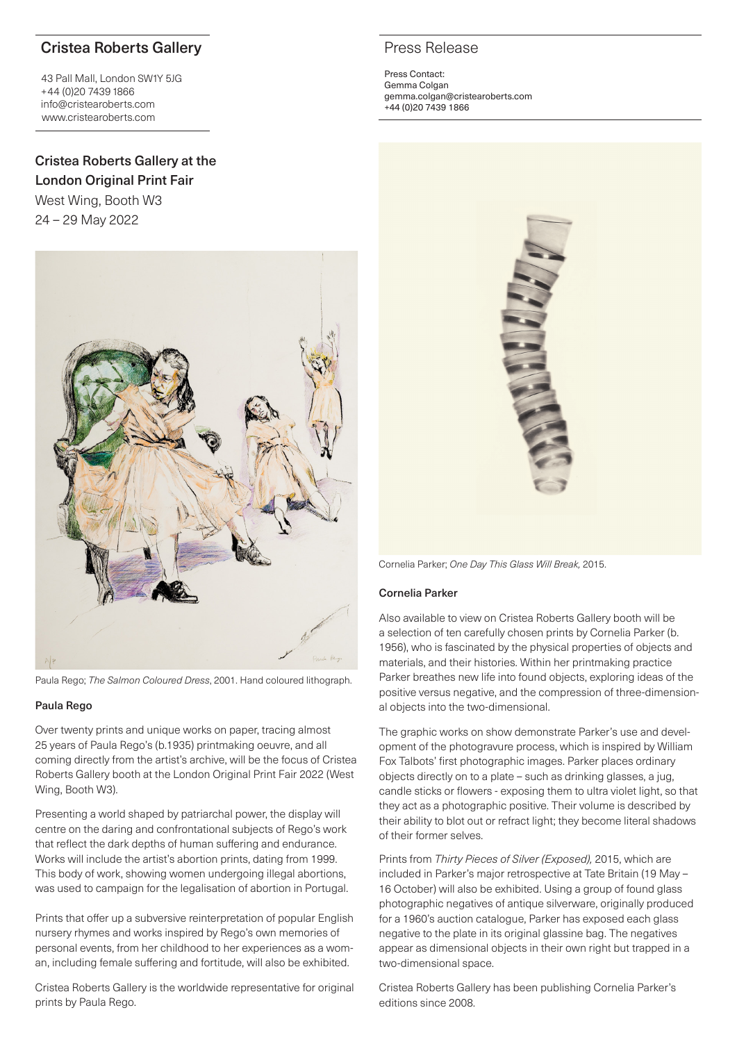## Cristea Roberts Gallery

43 Pall Mall, London SW1Y 5JG
+44 (0)20 7439 1866
info@cristearoberts.com
www.cristearoberts.com

## Press Release

Press Contact:
Gemma Colgan
gemma.colgan@cristearoberts.com
+44 (0)20 7439 1866

# Cristea Roberts Gallery at the London Original Print Fair

West Wing, Booth W3
24 – 29 May 2022

Paula Rego; *The Salmon Coloured Dress*, 2001. Hand coloured lithograph.

### Paula Rego

Over twenty prints and unique works on paper, tracing almost 25 years of Paula Rego's (b.1935) printmaking oeuvre, and all coming directly from the artist's archive, will be the focus of Cristea Roberts Gallery booth at the London Original Print Fair 2022 (West Wing, Booth W3).

Presenting a world shaped by patriarchal power, the display will centre on the daring and confrontational subjects of Rego's work that reflect the dark depths of human suffering and endurance. Works will include the artist's abortion prints, dating from 1999. This body of work, showing women undergoing illegal abortions, was used to campaign for the legalisation of abortion in Portugal.

Prints that offer up a subversive reinterpretation of popular English nursery rhymes and works inspired by Rego's own memories of personal events, from her childhood to her experiences as a woman, including female suffering and fortitude, will also be exhibited.

Cristea Roberts Gallery is the worldwide representative for original prints by Paula Rego.

Cornelia Parker; *One Day This Glass Will Break,* 2015.

### Cornelia Parker

Also available to view on Cristea Roberts Gallery booth will be a selection of ten carefully chosen prints by Cornelia Parker (b. 1956), who is fascinated by the physical properties of objects and materials, and their histories. Within her printmaking practice Parker breathes new life into found objects, exploring ideas of the positive versus negative, and the compression of three-dimensional objects into the two-dimensional.

The graphic works on show demonstrate Parker's use and development of the photogravure process, which is inspired by William Fox Talbots' first photographic images. Parker places ordinary objects directly on to a plate – such as drinking glasses, a jug, candle sticks or flowers - exposing them to ultra violet light, so that they act as a photographic positive. Their volume is described by their ability to blot out or refract light; they become literal shadows of their former selves.

Prints from *Thirty Pieces of Silver (Exposed),* 2015, which are included in Parker's major retrospective at Tate Britain (19 May – 16 October) will also be exhibited. Using a group of found glass photographic negatives of antique silverware, originally produced for a 1960's auction catalogue, Parker has exposed each glass negative to the plate in its original glassine bag. The negatives appear as dimensional objects in their own right but trapped in a two-dimensional space.

Cristea Roberts Gallery has been publishing Cornelia Parker's editions since 2008.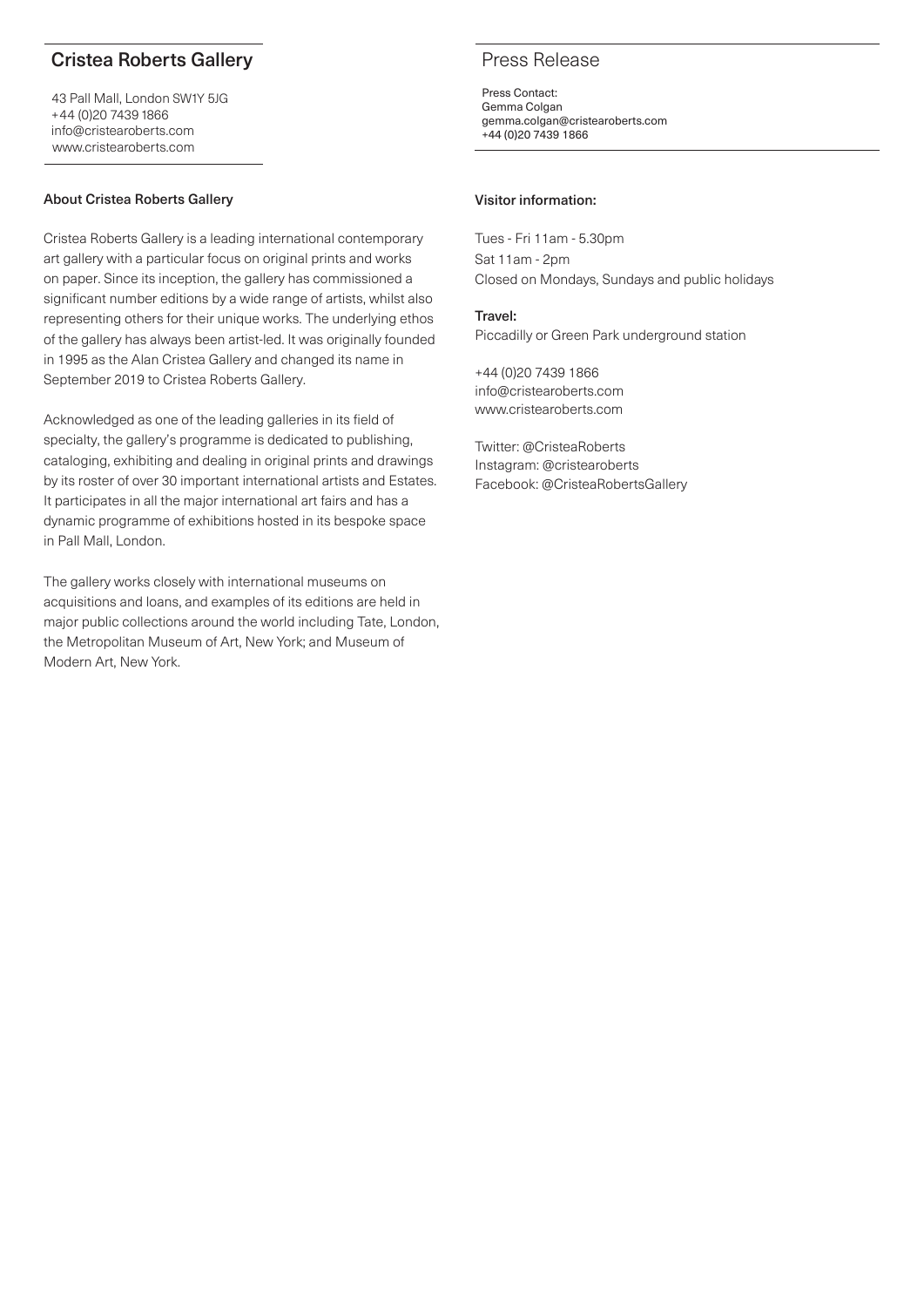## Cristea Roberts Gallery

43 Pall Mall, London SW1Y 5JG
+44 (0)20 7439 1866
info@cristearoberts.com
www.cristearoberts.com

## Press Release

Press Contact:
Gemma Colgan
gemma.colgan@cristearoberts.com
+44 (0)20 7439 1866

### About Cristea Roberts Gallery

Cristea Roberts Gallery is a leading international contemporary art gallery with a particular focus on original prints and works on paper. Since its inception, the gallery has commissioned a significant number editions by a wide range of artists, whilst also representing others for their unique works. The underlying ethos of the gallery has always been artist-led. It was originally founded in 1995 as the Alan Cristea Gallery and changed its name in September 2019 to Cristea Roberts Gallery.

Acknowledged as one of the leading galleries in its field of specialty, the gallery's programme is dedicated to publishing, cataloging, exhibiting and dealing in original prints and drawings by its roster of over 30 important international artists and Estates. It participates in all the major international art fairs and has a dynamic programme of exhibitions hosted in its bespoke space in Pall Mall, London.

The gallery works closely with international museums on acquisitions and loans, and examples of its editions are held in major public collections around the world including Tate, London, the Metropolitan Museum of Art, New York; and Museum of Modern Art, New York.

### Visitor information:

Tues - Fri 11am - 5.30pm
Sat 11am - 2pm
Closed on Mondays, Sundays and public holidays

**Travel:**
Piccadilly or Green Park underground station

+44 (0)20 7439 1866
info@cristearoberts.com
www.cristearoberts.com

Twitter: @CristeaRoberts
Instagram: @cristearoberts
Facebook: @CristeaRobertsGallery